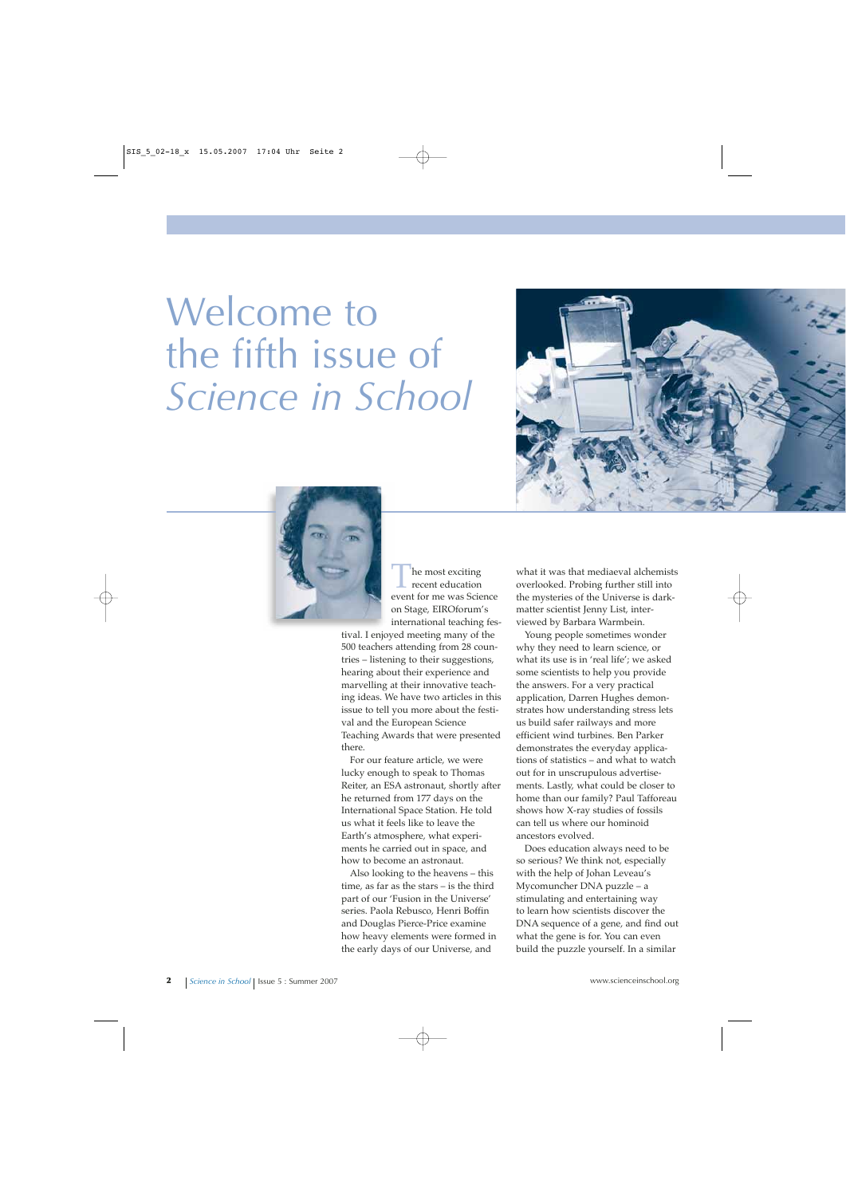# Welcome to the fifth issue of *Science in School*

The most exciting recent education event for me was Science on Stage, EIROforum's international teaching festival. I enjoyed meeting many of the 500 teachers attending from 28 countries – listening to their suggestions, hearing about their experience and marvelling at their innovative teaching ideas. We have two articles in this issue to tell you more about the festival and the European Science Teaching Awards that were presented there.

For our feature article, we were lucky enough to speak to Thomas Reiter, an ESA astronaut, shortly after he returned from 177 days on the International Space Station. He told us what it feels like to leave the Earth's atmosphere, what experiments he carried out in space, and how to become an astronaut.

Also looking to the heavens – this time, as far as the stars – is the third part of our 'Fusion in the Universe' series. Paola Rebusco, Henri Boffin and Douglas Pierce-Price examine how heavy elements were formed in the early days of our Universe, and what it was that mediaeval alchemists overlooked. Probing further still into the mysteries of the Universe is dark-matter scientist Jenny List, interviewed by Barbara Warmbein.

Young people sometimes wonder why they need to learn science, or what its use is in 'real life'; we asked some scientists to help you provide the answers. For a very practical application, Darren Hughes demonstrates how understanding stress lets us build safer railways and more efficient wind turbines. Ben Parker demonstrates the everyday applications of statistics – and what to watch out for in unscrupulous advertisements. Lastly, what could be closer to home than our family? Paul Tafforeau shows how X-ray studies of fossils can tell us where our hominoid ancestors evolved.

Does education always need to be so serious? We think not, especially with the help of Johan Leveau's Mycomuncher DNA puzzle – a stimulating and entertaining way to learn how scientists discover the DNA sequence of a gene, and find out what the gene is for. You can even build the puzzle yourself. In a similar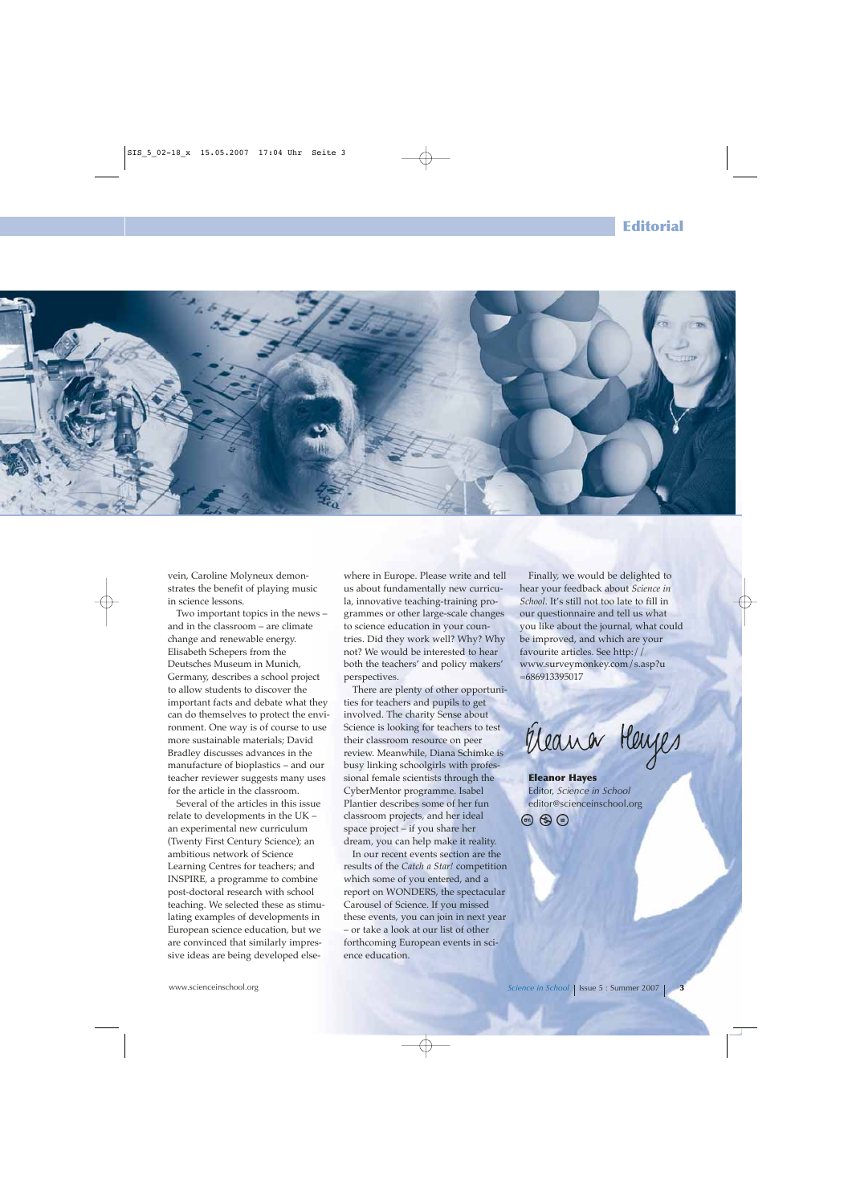## Editorial

vein, Caroline Molyneux demonstrates the benefit of playing music in science lessons.

Two important topics in the news – and in the classroom – are climate change and renewable energy. Elisabeth Schepers from the Deutsches Museum in Munich, Germany, describes a school project to allow students to discover the important facts and debate what they can do themselves to protect the environment. One way is of course to use more sustainable materials; David Bradley discusses advances in the manufacture of bioplastics – and our teacher reviewer suggests many uses for the article in the classroom.

Several of the articles in this issue relate to developments in the UK – an experimental new curriculum (Twenty First Century Science); an ambitious network of Science Learning Centres for teachers; and INSPIRE, a programme to combine post-doctoral research with school teaching. We selected these as stimulating examples of developments in European science education, but we are convinced that similarly impressive ideas are being developed elsewhere in Europe. Please write and tell us about fundamentally new curricula, innovative teaching-training programmes or other large-scale changes to science education in your countries. Did they work well? Why? Why not? We would be interested to hear both the teachers' and policy makers' perspectives.

There are plenty of other opportunities for teachers and pupils to get involved. The charity Sense about Science is looking for teachers to test their classroom resource on peer review. Meanwhile, Diana Schimke is busy linking schoolgirls with professional female scientists through the CyberMentor programme. Isabel Plantier describes some of her fun classroom projects, and her ideal space project – if you share her dream, you can help make it reality.

In our recent events section are the results of the *Catch a Star!* competition which some of you entered, and a report on WONDERS, the spectacular Carousel of Science. If you missed these events, you can join in next year – or take a look at our list of other forthcoming European events in science education.

Finally, we would be delighted to hear your feedback about *Science in School*. It's still not too late to fill in our questionnaire and tell us what you like about the journal, what could be improved, and which are your favourite articles. See http://www.surveymonkey.com/s.asp?u=686913395017

**Eleanor Hayes**
Editor, *Science in School*
editor@scienceinschool.org